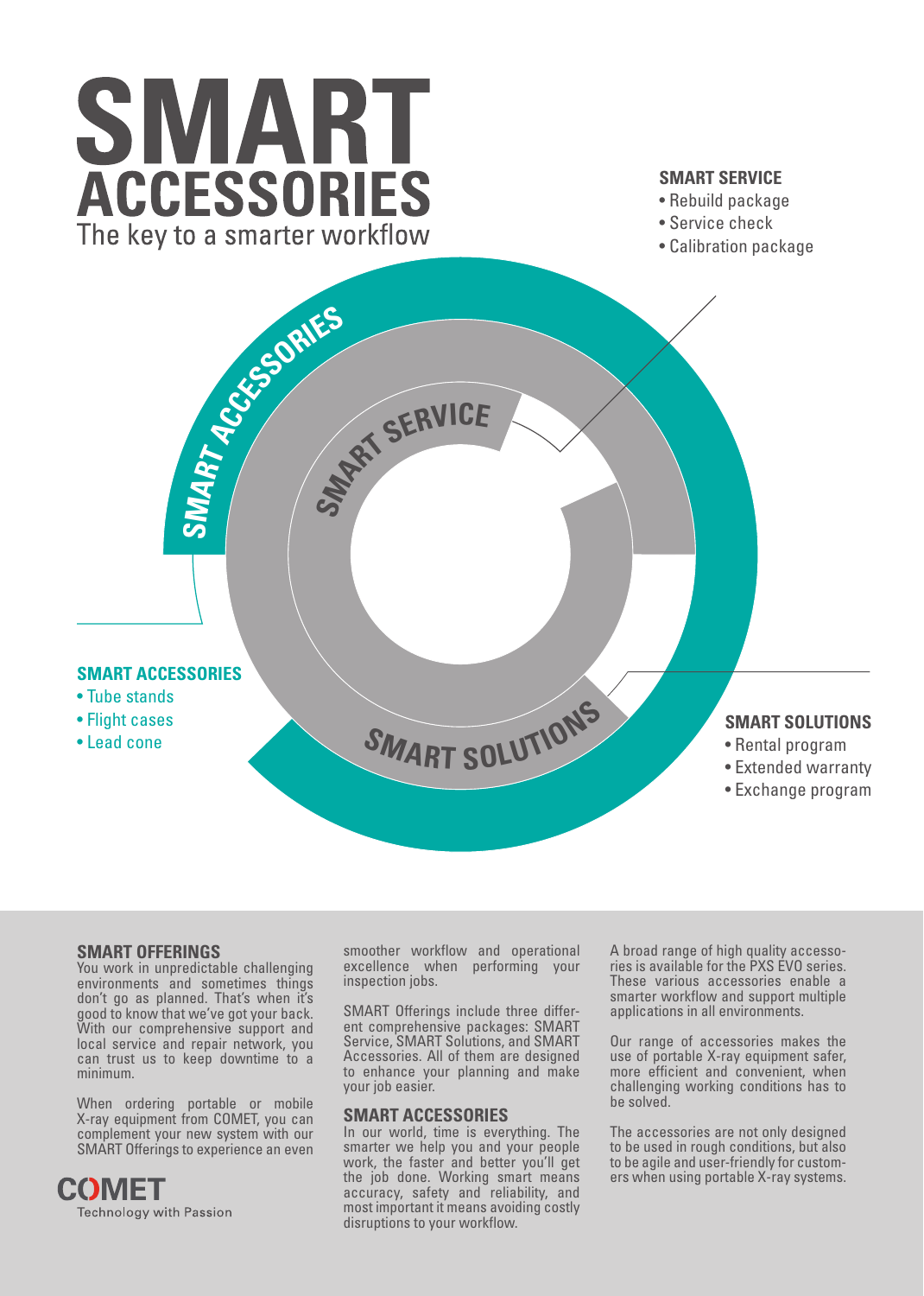# SMART ACCESSORIES

The key to a smarter workflow

**SMART SERVICE**
- Rebuild package
- Service check
- Calibration package

**SMART ACCESSORIES**
- Tube stands
- Flight cases
- Lead cone

**SMART SOLUTIONS**
- Rental program
- Extended warranty
- Exchange program

## SMART OFFERINGS

You work in unpredictable challenging environments and sometimes things don't go as planned. That's when it's good to know that we've got your back. With our comprehensive support and local service and repair network, you can trust us to keep downtime to a minimum.

When ordering portable or mobile X-ray equipment from COMET, you can complement your new system with our SMART Offerings to experience an even smoother workflow and operational excellence when performing your inspection jobs.

SMART Offerings include three different comprehensive packages: SMART Service, SMART Solutions, and SMART Accessories. All of them are designed to enhance your planning and make your job easier.

## SMART ACCESSORIES

In our world, time is everything. The smarter we help you and your people work, the faster and better you'll get the job done. Working smart means accuracy, safety and reliability, and most important it means avoiding costly disruptions to your workflow.

A broad range of high quality accessories is available for the PXS EVO series. These various accessories enable a smarter workflow and support multiple applications in all environments.

Our range of accessories makes the use of portable X-ray equipment safer, more efficient and convenient, when challenging working conditions has to be solved.

The accessories are not only designed to be used in rough conditions, but also to be agile and user-friendly for customers when using portable X-ray systems.

COMET
Technology with Passion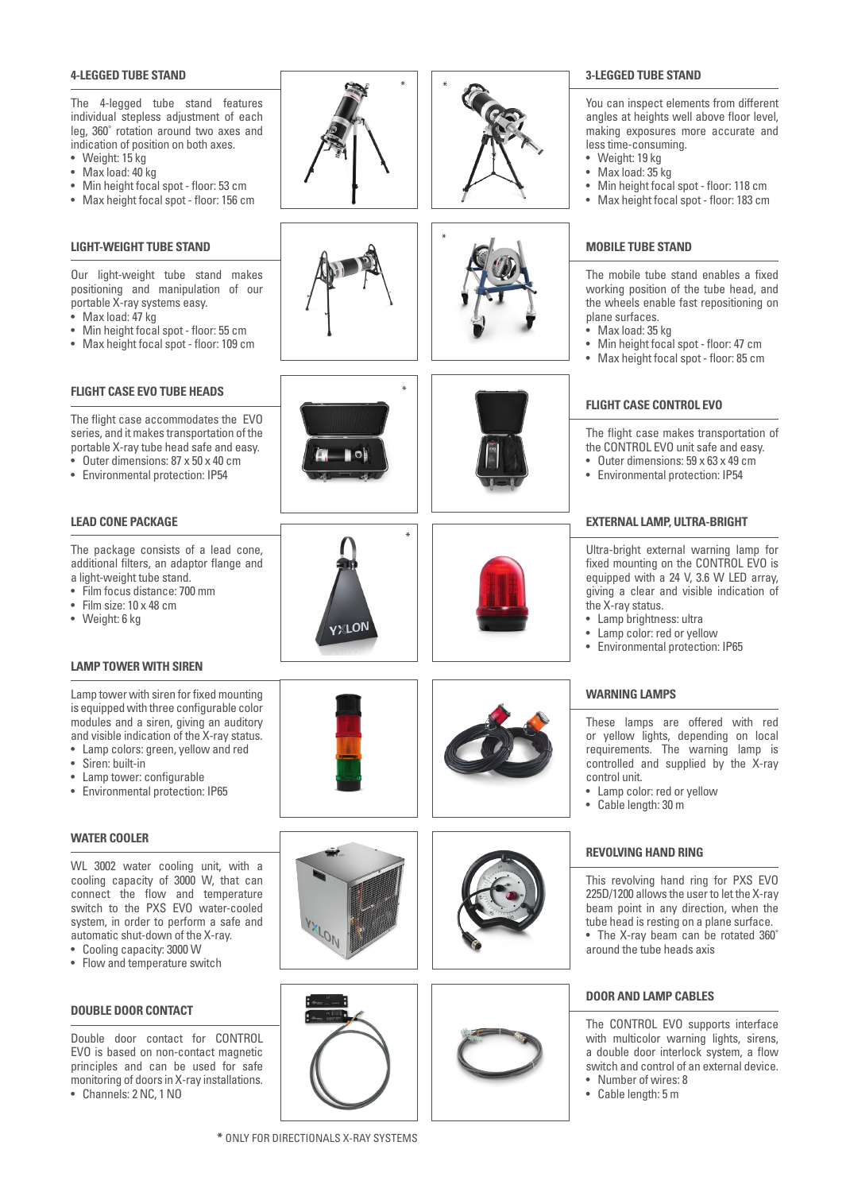### 4-LEGGED TUBE STAND

The 4-legged tube stand features individual stepless adjustment of each leg, 360° rotation around two axes and indication of position on both axes.

- Weight: 15 kg
- Max load: 40 kg
- Min height focal spot - floor: 53 cm
- Max height focal spot - floor: 156 cm

### 3-LEGGED TUBE STAND

You can inspect elements from different angles at heights well above floor level, making exposures more accurate and less time-consuming.

- Weight: 19 kg
- Max load: 35 kg
- Min height focal spot - floor: 118 cm
- Max height focal spot - floor: 183 cm

### LIGHT-WEIGHT TUBE STAND

Our light-weight tube stand makes positioning and manipulation of our portable X-ray systems easy.

- Max load: 47 kg
- Min height focal spot - floor: 55 cm
- Max height focal spot - floor: 109 cm

### MOBILE TUBE STAND

The mobile tube stand enables a fixed working position of the tube head, and the wheels enable fast repositioning on plane surfaces.

- Max load: 35 kg
- Min height focal spot - floor: 47 cm
- Max height focal spot - floor: 85 cm

### FLIGHT CASE EVO TUBE HEADS

The flight case accommodates the EVO series, and it makes transportation of the portable X-ray tube head safe and easy.

- Outer dimensions: 87 x 50 x 40 cm
- Environmental protection: IP54

### FLIGHT CASE CONTROL EVO

The flight case makes transportation of the CONTROL EVO unit safe and easy.

- Outer dimensions: 59 x 63 x 49 cm
- Environmental protection: IP54

### LEAD CONE PACKAGE

The package consists of a lead cone, additional filters, an adaptor flange and a light-weight tube stand.

- Film focus distance: 700 mm
- Film size: 10 x 48 cm
- Weight: 6 kg

### EXTERNAL LAMP, ULTRA-BRIGHT

Ultra-bright external warning lamp for fixed mounting on the CONTROL EVO is equipped with a 24 V, 3.6 W LED array, giving a clear and visible indication of the X-ray status.

- Lamp brightness: ultra
- Lamp color: red or yellow
- Environmental protection: IP65

### LAMP TOWER WITH SIREN

Lamp tower with siren for fixed mounting is equipped with three configurable color modules and a siren, giving an auditory and visible indication of the X-ray status.

- Lamp colors: green, yellow and red
- Siren: built-in
- Lamp tower: configurable
- Environmental protection: IP65

### WARNING LAMPS

These lamps are offered with red or yellow lights, depending on local requirements. The warning lamp is controlled and supplied by the X-ray control unit.

- Lamp color: red or yellow
- Cable length: 30 m

### WATER COOLER

WL 3002 water cooling unit, with a cooling capacity of 3000 W, that can connect the flow and temperature switch to the PXS EVO water-cooled system, in order to perform a safe and automatic shut-down of the X-ray.

- Cooling capacity: 3000 W
- Flow and temperature switch

### REVOLVING HAND RING

This revolving hand ring for PXS EVO 225D/1200 allows the user to let the X-ray beam point in any direction, when the tube head is resting on a plane surface.

- The X-ray beam can be rotated 360° around the tube heads axis

### DOUBLE DOOR CONTACT

Double door contact for CONTROL EVO is based on non-contact magnetic principles and can be used for safe monitoring of doors in X-ray installations.

- Channels: 2 NC, 1 NO

### DOOR AND LAMP CABLES

The CONTROL EVO supports interface with multicolor warning lights, sirens, a double door interlock system, a flow switch and control of an external device.

- Number of wires: 8
- Cable length: 5 m

* ONLY FOR DIRECTIONALS X-RAY SYSTEMS